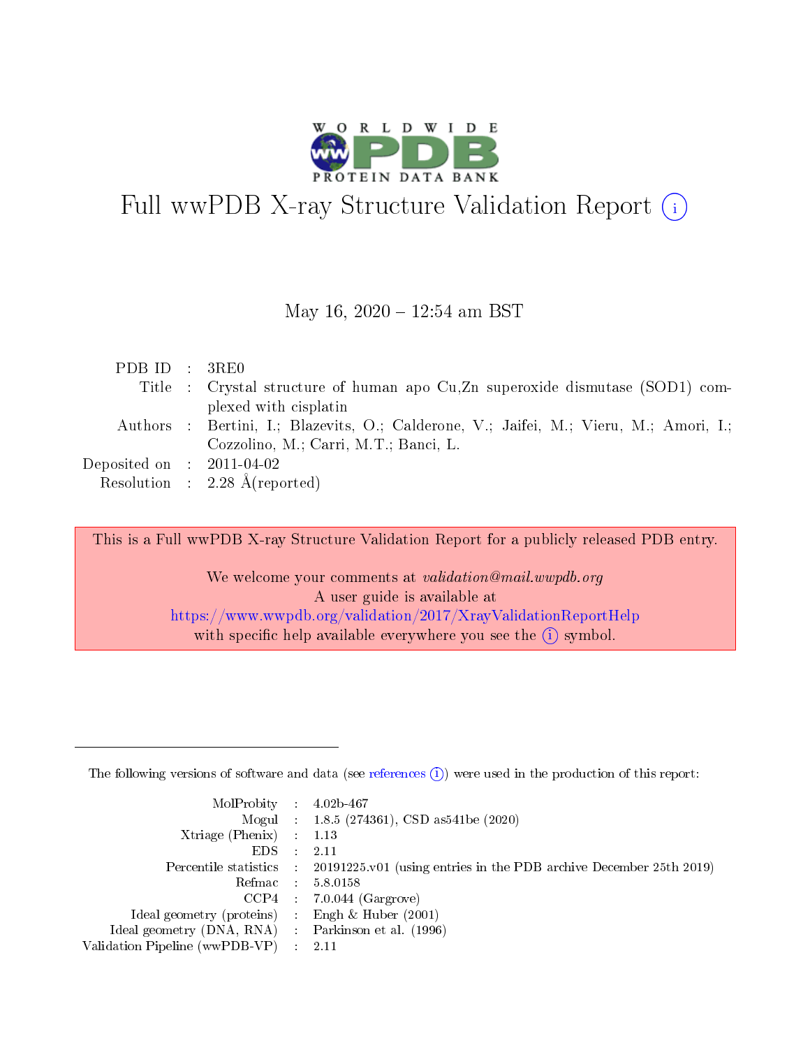# Full wwPDB X-ray Structure Validation Report

May 16, 2020 – 12:54 am BST

| | | |
|---|---|---|
| PDB ID | : | 3RE0 |
| Title | : | Crystal structure of human apo Cu,Zn superoxide dismutase (SOD1) complexed with cisplatin |
| Authors | : | Bertini, I.; Blazevits, O.; Calderone, V.; Jaifei, M.; Vieru, M.; Amori, I.; Cozzolino, M.; Carri, M.T.; Banci, L. |
| Deposited on | : | 2011-04-02 |
| Resolution | : | 2.28 Å(reported) |

This is a Full wwPDB X-ray Structure Validation Report for a publicly released PDB entry.

We welcome your comments at *validation@mail.wwpdb.org*
A user guide is available at
https://www.wwpdb.org/validation/2017/XrayValidationReportHelp
with specific help available everywhere you see the (i) symbol.

---

The following versions of software and data (see references (i)) were used in the production of this report:

| | | |
|---|---|---|
| MolProbity | : | 4.02b-467 |
| Mogul | : | 1.8.5 (274361), CSD as541be (2020) |
| Xtriage (Phenix) | : | 1.13 |
| EDS | : | 2.11 |
| Percentile statistics | : | 20191225.v01 (using entries in the PDB archive December 25th 2019) |
| Refmac | : | 5.8.0158 |
| CCP4 | : | 7.0.044 (Gargrove) |
| Ideal geometry (proteins) | : | Engh & Huber (2001) |
| Ideal geometry (DNA, RNA) | : | Parkinson et al. (1996) |
| Validation Pipeline (wwPDB-VP) | : | 2.11 |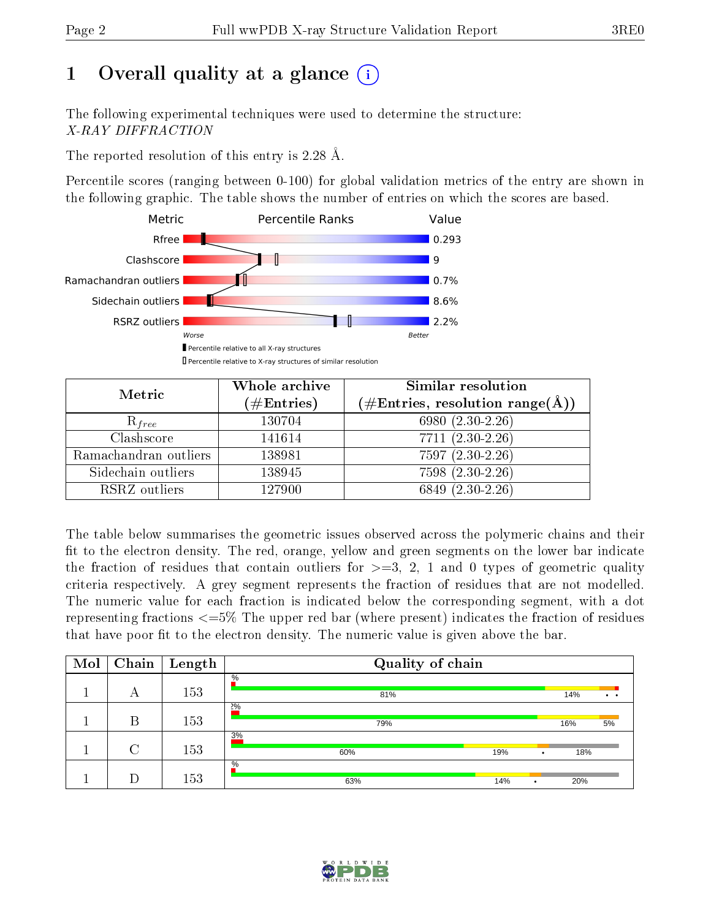# 1 Overall quality at a glance (i)

The following experimental techniques were used to determine the structure:
*X-RAY DIFFRACTION*

The reported resolution of this entry is 2.28 Å.

Percentile scores (ranging between 0-100) for global validation metrics of the entry are shown in the following graphic. The table shows the number of entries on which the scores are based.

| Metric | Value |
|---|---|
| Rfree | 0.293 |
| Clashscore | 9 |
| Ramachandran outliers | 0.7% |
| Sidechain outliers | 8.6% |
| RSRZ outliers | 2.2% |

| Metric | Whole archive (#Entries) | Similar resolution (#Entries, resolution range(Å)) |
|---|---|---|
| $R_{free}$ | 130704 | 6980 (2.30-2.26) |
| Clashscore | 141614 | 7711 (2.30-2.26) |
| Ramachandran outliers | 138981 | 7597 (2.30-2.26) |
| Sidechain outliers | 138945 | 7598 (2.30-2.26) |
| RSRZ outliers | 127900 | 6849 (2.30-2.26) |

The table below summarises the geometric issues observed across the polymeric chains and their fit to the electron density. The red, orange, yellow and green segments on the lower bar indicate the fraction of residues that contain outliers for >=3, 2, 1 and 0 types of geometric quality criteria respectively. A grey segment represents the fraction of residues that are not modelled. The numeric value for each fraction is indicated below the corresponding segment, with a dot representing fractions <=5% The upper red bar (where present) indicates the fraction of residues that have poor fit to the electron density. The numeric value is given above the bar.

| Mol | Chain | Length | Quality of chain |
|---|---|---|---|
| 1 | A | 153 | %; 81%, 14%, •, • |
| 1 | B | 153 | 2%; 79%, 16%, 5% |
| 1 | C | 153 | 3%; 60%, 19%, •, 18% |
| 1 | D | 153 | %; 63%, 14%, •, 20% |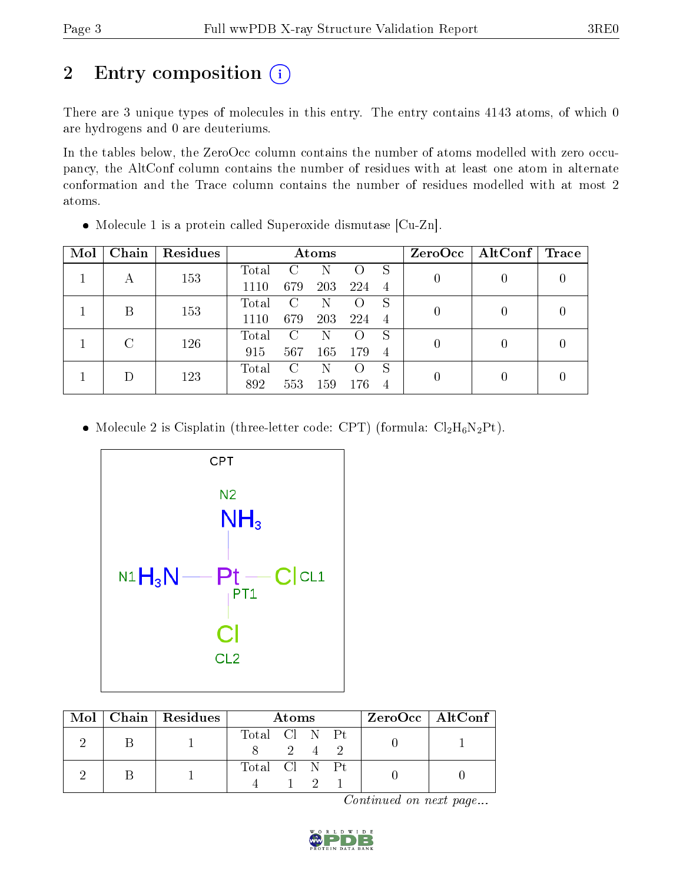## 2 Entry composition (i)

There are 3 unique types of molecules in this entry. The entry contains 4143 atoms, of which 0 are hydrogens and 0 are deuteriums.

In the tables below, the ZeroOcc column contains the number of atoms modelled with zero occupancy, the AltConf column contains the number of residues with at least one atom in alternate conformation and the Trace column contains the number of residues modelled with at most 2 atoms.

- Molecule 1 is a protein called Superoxide dismutase [Cu-Zn].

| Mol | Chain | Residues | Atoms | | | | | ZeroOcc | AltConf | Trace |
|---|---|---|---|---|---|---|---|---|---|---|
| 1 | A | 153 | Total 1110 | C 679 | N 203 | O 224 | S 4 | 0 | 0 | 0 |
| 1 | B | 153 | Total 1110 | C 679 | N 203 | O 224 | S 4 | 0 | 0 | 0 |
| 1 | C | 126 | Total 915 | C 567 | N 165 | O 179 | S 4 | 0 | 0 | 0 |
| 1 | D | 123 | Total 892 | C 553 | N 159 | O 176 | S 4 | 0 | 0 | 0 |

- Molecule 2 is Cisplatin (three-letter code: CPT) (formula: $Cl_2H_6N_2Pt$).

| Mol | Chain | Residues | Atoms | | | | ZeroOcc | AltConf |
|---|---|---|---|---|---|---|---|---|
| 2 | B | 1 | Total 8 | Cl 2 | N 4 | Pt 2 | 0 | 1 |
| 2 | B | 1 | Total 4 | Cl 1 | N 2 | Pt 1 | 0 | 0 |

*Continued on next page...*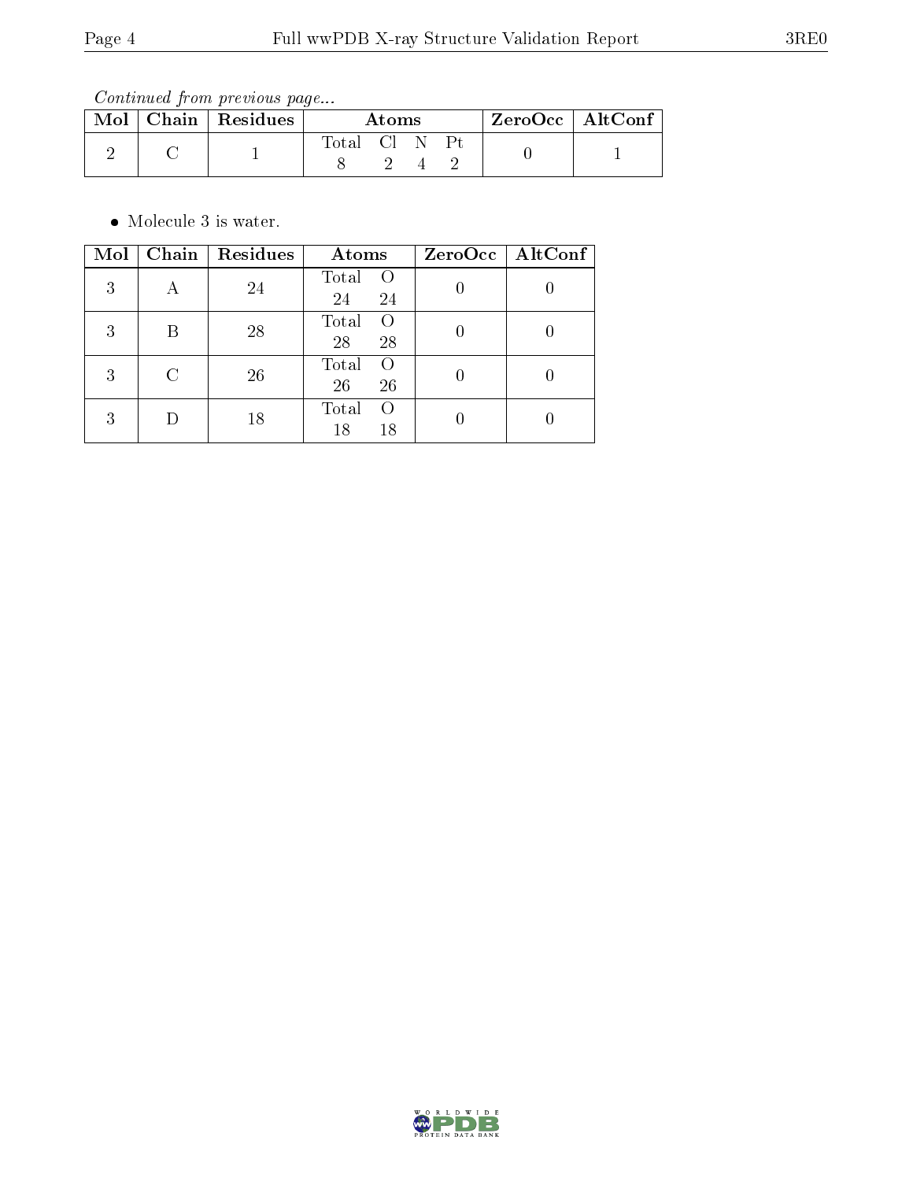*Continued from previous page...*

| Mol | Chain | Residues | Atoms | ZeroOcc | AltConf |
|---|---|---|---|---|---|
| 2 | C | 1 | Total Cl N Pt<br>8 2 4 2 | 0 | 1 |

- Molecule 3 is water.

| Mol | Chain | Residues | Atoms | ZeroOcc | AltConf |
|---|---|---|---|---|---|
| 3 | A | 24 | Total O<br>24 24 | 0 | 0 |
| 3 | B | 28 | Total O<br>28 28 | 0 | 0 |
| 3 | C | 26 | Total O<br>26 26 | 0 | 0 |
| 3 | D | 18 | Total O<br>18 18 | 0 | 0 |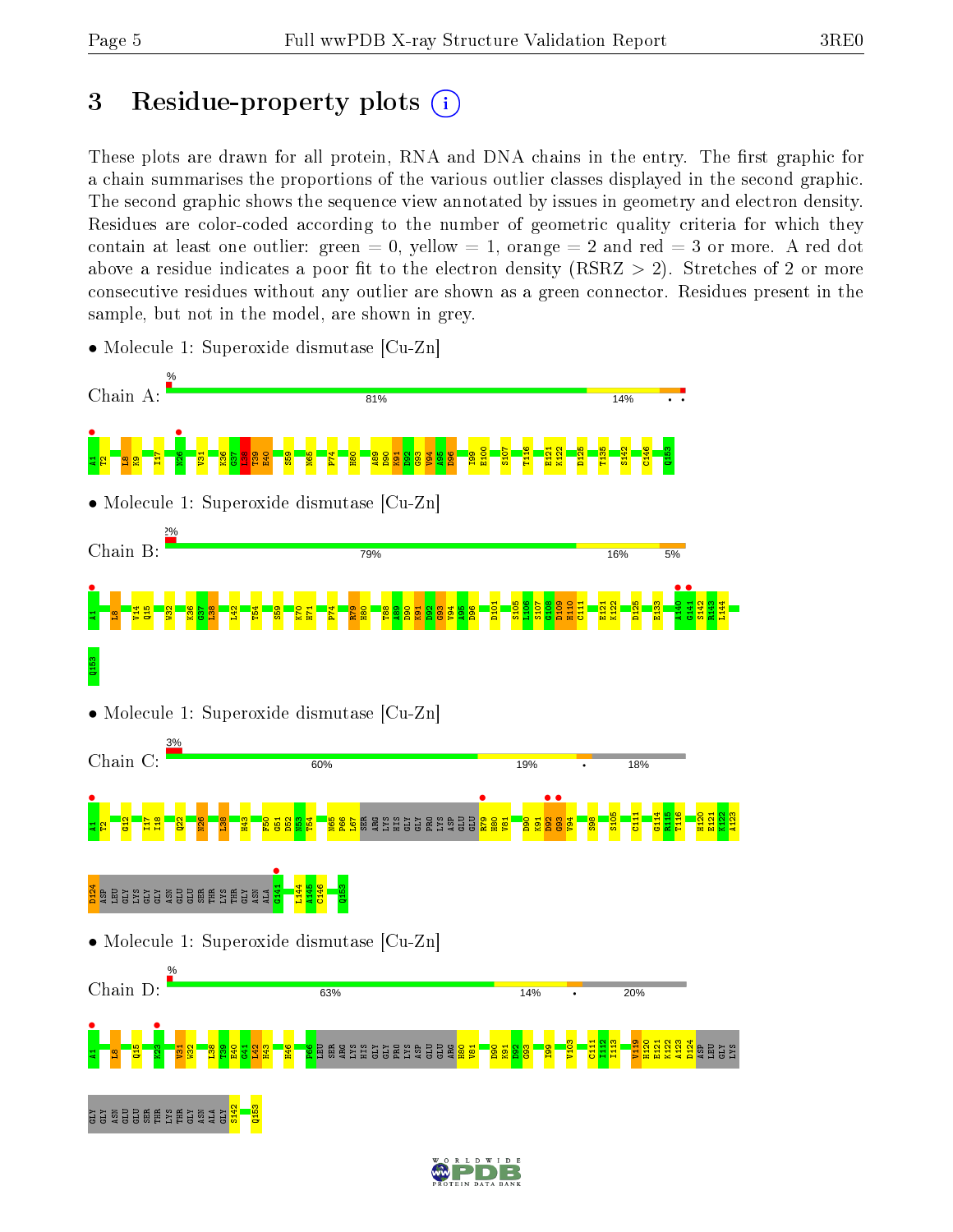## 3 Residue-property plots

These plots are drawn for all protein, RNA and DNA chains in the entry. The first graphic for a chain summarises the proportions of the various outlier classes displayed in the second graphic. The second graphic shows the sequence view annotated by issues in geometry and electron density. Residues are color-coded according to the number of geometric quality criteria for which they contain at least one outlier: green = 0, yellow = 1, orange = 2 and red = 3 or more. A red dot above a residue indicates a poor fit to the electron density (RSRZ > 2). Stretches of 2 or more consecutive residues without any outlier are shown as a green connector. Residues present in the sample, but not in the model, are shown in grey.

- Molecule 1: Superoxide dismutase [Cu-Zn]

Chain A: 81% | 14% | • •

A1 T2 L8 K9 I17 N26 V31 K36 G37 L38 T39 E40 S59 N65 P74 H80 A89 D90 K91 D92 G93 V94 A95 D96 I99 E100 S107 T116 E121 K122 D125 T135 S142 C146 Q153

- Molecule 1: Superoxide dismutase [Cu-Zn]

Chain B: 2% | 79% | 16% | 5%

A1 L8 V14 Q15 W32 K36 G37 L38 L42 T54 S59 K70 H71 P74 R79 H80 T88 A89 D90 K91 D92 G93 V94 A95 D96 D101 S105 L106 S107 G108 D109 H110 C111 E121 K122 D125 E133 A140 G141 S142 R143 L144 Q153

- Molecule 1: Superoxide dismutase [Cu-Zn]

Chain C: 3% | 60% | 19% | • | 18%

A1 T2 G12 I17 I18 Q22 N26 L38 H43 F50 G51 D52 N53 T54 N65 P66 L67 SER ARG LYS HIS GLY GLY PRO LYS ASP GLU GLU R79 H80 V81 D90 K91 D92 G93 V94 S98 S105 C111 G114 R115 T116 H120 E121 K122 A123 D124 ASP LEU GLY LYS GLY GLY ASN GLU GLU SER THR LYS THR GLY ASN ALA G141 L144 A145 C146 Q153

- Molecule 1: Superoxide dismutase [Cu-Zn]

Chain D: % | 63% | 14% | • | 20%

A1 L8 Q15 K23 V31 W32 L38 T39 E40 G41 L42 H43 H46 P66 LEU SER ARG LYS HIS GLY GLY PRO LYS ASP GLU GLU ARG H80 V81 D90 K91 D92 G93 I99 V103 C111 I112 I113 V119 H120 E121 K122 A123 D124 ASP LEU GLY LYS GLY GLY ASN GLU GLU SER THR LYS THR GLY ASN ALA GLY S142 Q153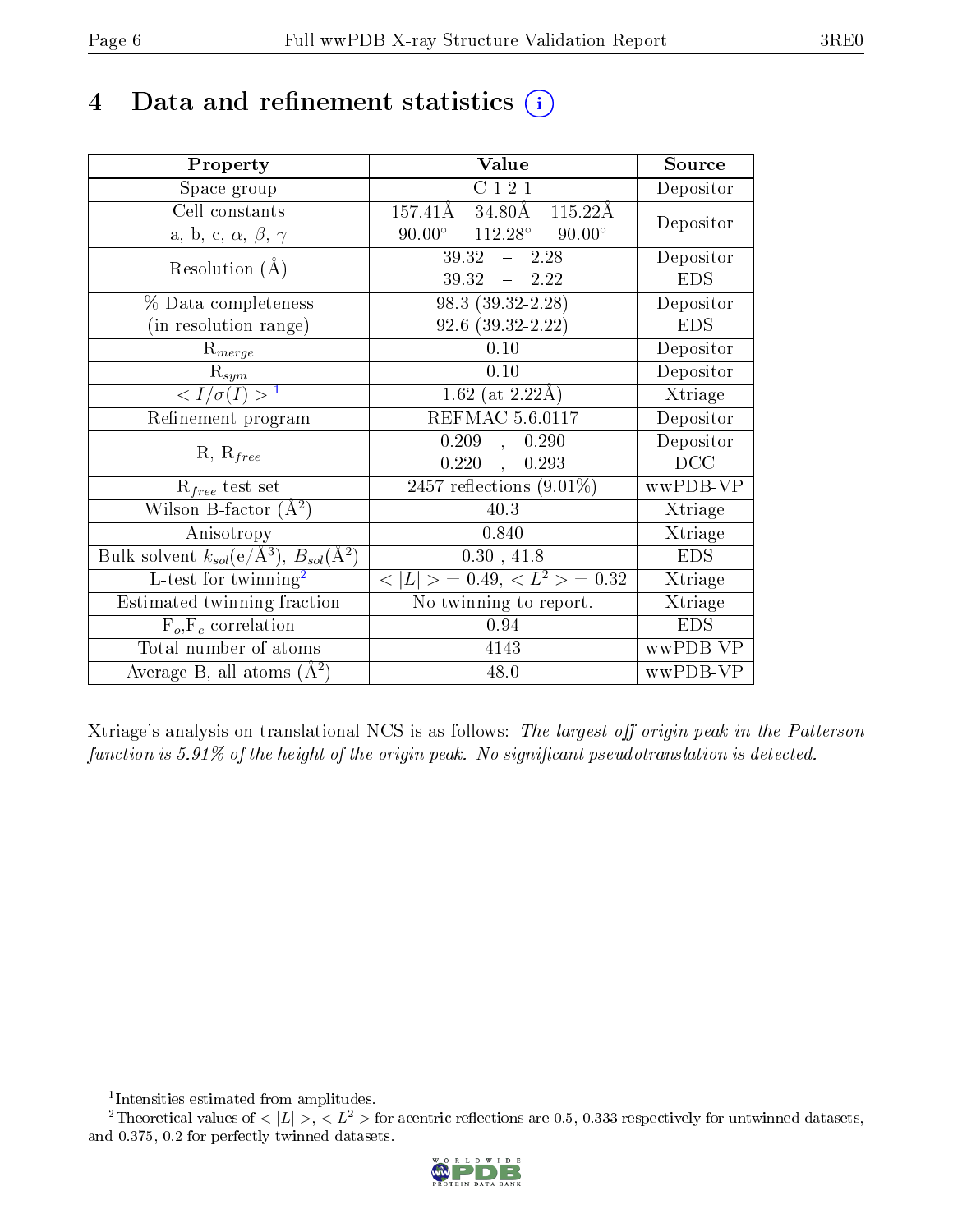# 4 Data and refinement statistics (i)

| Property | Value | Source |
|---|---|---|
| Space group | C 1 2 1 | Depositor |
| Cell constants<br>a, b, c, $\alpha$, $\beta$, $\gamma$ | 157.41Å 34.80Å 115.22Å<br>90.00° 112.28° 90.00° | Depositor |
| Resolution (Å) | 39.32 – 2.28<br>39.32 – 2.22 | Depositor<br>EDS |
| % Data completeness<br>(in resolution range) | 98.3 (39.32-2.28)<br>92.6 (39.32-2.22) | Depositor<br>EDS |
| $R_{merge}$ | 0.10 | Depositor |
| $R_{sym}$ | 0.10 | Depositor |
| $< I/\sigma(I) >$ [1] | 1.62 (at 2.22Å) | Xtriage |
| Refinement program | REFMAC 5.6.0117 | Depositor |
| R, $R_{free}$ | 0.209 , 0.290<br>0.220 , 0.293 | Depositor<br>DCC |
| $R_{free}$ test set | 2457 reflections (9.01%) | wwPDB-VP |
| Wilson B-factor (Å$^2$) | 40.3 | Xtriage |
| Anisotropy | 0.840 | Xtriage |
| Bulk solvent $k_{sol}$(e/Å$^3$), $B_{sol}$(Å$^2$) | 0.30 , 41.8 | EDS |
| L-test for twinning[2] | $< \|L\| >$ = 0.49, $< L^2 >$ = 0.32 | Xtriage |
| Estimated twinning fraction | No twinning to report. | Xtriage |
| $F_o$,$F_c$ correlation | 0.94 | EDS |
| Total number of atoms | 4143 | wwPDB-VP |
| Average B, all atoms (Å$^2$) | 48.0 | wwPDB-VP |

Xtriage's analysis on translational NCS is as follows: *The largest off-origin peak in the Patterson function is 5.91% of the height of the origin peak. No significant pseudotranslation is detected.*

[1] Intensities estimated from amplitudes.

[2] Theoretical values of $< |L| >$, $< L^2 >$ for acentric reflections are 0.5, 0.333 respectively for untwinned datasets, and 0.375, 0.2 for perfectly twinned datasets.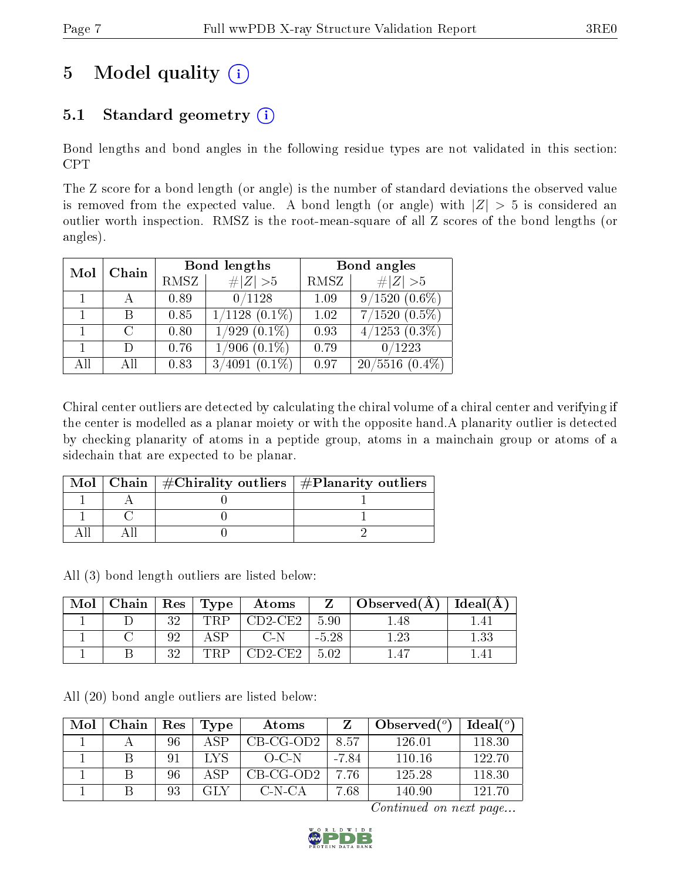# 5 Model quality

## 5.1 Standard geometry

Bond lengths and bond angles in the following residue types are not validated in this section: CPT

The Z score for a bond length (or angle) is the number of standard deviations the observed value is removed from the expected value. A bond length (or angle) with $|Z| > 5$ is considered an outlier worth inspection. RMSZ is the root-mean-square of all Z scores of the bond lengths (or angles).

| Mol | Chain | Bond lengths | | Bond angles | |
|---|---|---|---|---|---|
| | | RMSZ | #\|Z\| >5 | RMSZ | #\|Z\| >5 |
| 1 | A | 0.89 | 0/1128 | 1.09 | 9/1520 (0.6%) |
| 1 | B | 0.85 | 1/1128 (0.1%) | 1.02 | 7/1520 (0.5%) |
| 1 | C | 0.80 | 1/929 (0.1%) | 0.93 | 4/1253 (0.3%) |
| 1 | D | 0.76 | 1/906 (0.1%) | 0.79 | 0/1223 |
| All | All | 0.83 | 3/4091 (0.1%) | 0.97 | 20/5516 (0.4%) |

Chiral center outliers are detected by calculating the chiral volume of a chiral center and verifying if the center is modelled as a planar moiety or with the opposite hand.A planarity outlier is detected by checking planarity of atoms in a peptide group, atoms in a mainchain group or atoms of a sidechain that are expected to be planar.

| Mol | Chain | #Chirality outliers | #Planarity outliers |
|---|---|---|---|
| 1 | A | 0 | 1 |
| 1 | C | 0 | 1 |
| All | All | 0 | 2 |

All (3) bond length outliers are listed below:

| Mol | Chain | Res | Type | Atoms | Z | Observed(Å) | Ideal(Å) |
|---|---|---|---|---|---|---|---|
| 1 | D | 32 | TRP | CD2-CE2 | 5.90 | 1.48 | 1.41 |
| 1 | C | 92 | ASP | C-N | -5.28 | 1.23 | 1.33 |
| 1 | B | 32 | TRP | CD2-CE2 | 5.02 | 1.47 | 1.41 |

All (20) bond angle outliers are listed below:

| Mol | Chain | Res | Type | Atoms | Z | Observed(°) | Ideal(°) |
|---|---|---|---|---|---|---|---|
| 1 | A | 96 | ASP | CB-CG-OD2 | 8.57 | 126.01 | 118.30 |
| 1 | B | 91 | LYS | O-C-N | -7.84 | 110.16 | 122.70 |
| 1 | B | 96 | ASP | CB-CG-OD2 | 7.76 | 125.28 | 118.30 |
| 1 | B | 93 | GLY | C-N-CA | 7.68 | 140.90 | 121.70 |

*Continued on next page...*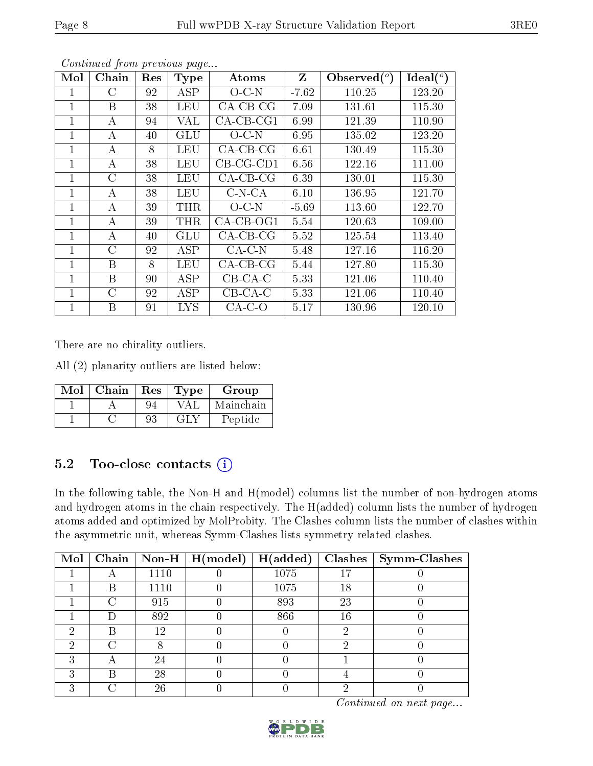*Continued from previous page...*

| Mol | Chain | Res | Type | Atoms | Z | Observed(°) | Ideal(°) |
|---|---|---|---|---|---|---|---|
| 1 | C | 92 | ASP | O-C-N | -7.62 | 110.25 | 123.20 |
| 1 | B | 38 | LEU | CA-CB-CG | 7.09 | 131.61 | 115.30 |
| 1 | A | 94 | VAL | CA-CB-CG1 | 6.99 | 121.39 | 110.90 |
| 1 | A | 40 | GLU | O-C-N | 6.95 | 135.02 | 123.20 |
| 1 | A | 8 | LEU | CA-CB-CG | 6.61 | 130.49 | 115.30 |
| 1 | A | 38 | LEU | CB-CG-CD1 | 6.56 | 122.16 | 111.00 |
| 1 | C | 38 | LEU | CA-CB-CG | 6.39 | 130.01 | 115.30 |
| 1 | A | 38 | LEU | C-N-CA | 6.10 | 136.95 | 121.70 |
| 1 | A | 39 | THR | O-C-N | -5.69 | 113.60 | 122.70 |
| 1 | A | 39 | THR | CA-CB-OG1 | 5.54 | 120.63 | 109.00 |
| 1 | A | 40 | GLU | CA-CB-CG | 5.52 | 125.54 | 113.40 |
| 1 | C | 92 | ASP | CA-C-N | 5.48 | 127.16 | 116.20 |
| 1 | B | 8 | LEU | CA-CB-CG | 5.44 | 127.80 | 115.30 |
| 1 | B | 90 | ASP | CB-CA-C | 5.33 | 121.06 | 110.40 |
| 1 | C | 92 | ASP | CB-CA-C | 5.33 | 121.06 | 110.40 |
| 1 | B | 91 | LYS | CA-C-O | 5.17 | 130.96 | 120.10 |

There are no chirality outliers.

All (2) planarity outliers are listed below:

| Mol | Chain | Res | Type | Group |
|---|---|---|---|---|
| 1 | A | 94 | VAL | Mainchain |
| 1 | C | 93 | GLY | Peptide |

### 5.2 Too-close contacts

In the following table, the Non-H and H(model) columns list the number of non-hydrogen atoms and hydrogen atoms in the chain respectively. The H(added) column lists the number of hydrogen atoms added and optimized by MolProbity. The Clashes column lists the number of clashes within the asymmetric unit, whereas Symm-Clashes lists symmetry related clashes.

| Mol | Chain | Non-H | H(model) | H(added) | Clashes | Symm-Clashes |
|---|---|---|---|---|---|---|
| 1 | A | 1110 | 0 | 1075 | 17 | 0 |
| 1 | B | 1110 | 0 | 1075 | 18 | 0 |
| 1 | C | 915 | 0 | 893 | 23 | 0 |
| 1 | D | 892 | 0 | 866 | 16 | 0 |
| 2 | B | 12 | 0 | 0 | 2 | 0 |
| 2 | C | 8 | 0 | 0 | 2 | 0 |
| 3 | A | 24 | 0 | 0 | 1 | 0 |
| 3 | B | 28 | 0 | 0 | 4 | 0 |
| 3 | C | 26 | 0 | 0 | 2 | 0 |

*Continued on next page...*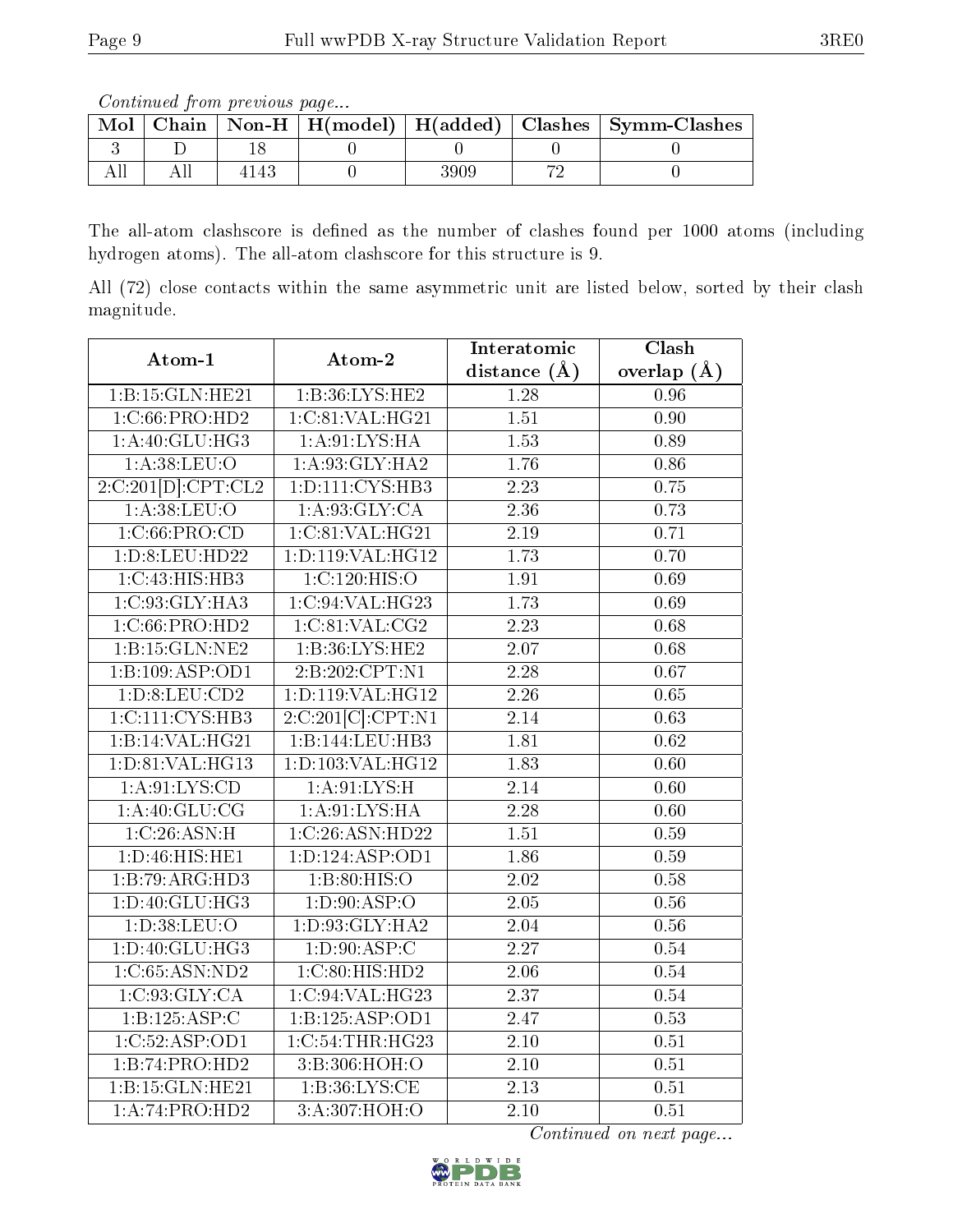*Continued from previous page...*

| Mol | Chain | Non-H | H(model) | H(added) | Clashes | Symm-Clashes |
|---|---|---|---|---|---|---|
| 3 | D | 18 | 0 | 0 | 0 | 0 |
| All | All | 4143 | 0 | 3909 | 72 | 0 |

The all-atom clashscore is defined as the number of clashes found per 1000 atoms (including hydrogen atoms). The all-atom clashscore for this structure is 9.

All (72) close contacts within the same asymmetric unit are listed below, sorted by their clash magnitude.

| Atom-1 | Atom-2 | Interatomic distance (Å) | Clash overlap (Å) |
|---|---|---|---|
| 1:B:15:GLN:HE21 | 1:B:36:LYS:HE2 | 1.28 | 0.96 |
| 1:C:66:PRO:HD2 | 1:C:81:VAL:HG21 | 1.51 | 0.90 |
| 1:A:40:GLU:HG3 | 1:A:91:LYS:HA | 1.53 | 0.89 |
| 1:A:38:LEU:O | 1:A:93:GLY:HA2 | 1.76 | 0.86 |
| 2:C:201[D]:CPT:CL2 | 1:D:111:CYS:HB3 | 2.23 | 0.75 |
| 1:A:38:LEU:O | 1:A:93:GLY:CA | 2.36 | 0.73 |
| 1:C:66:PRO:CD | 1:C:81:VAL:HG21 | 2.19 | 0.71 |
| 1:D:8:LEU:HD22 | 1:D:119:VAL:HG12 | 1.73 | 0.70 |
| 1:C:43:HIS:HB3 | 1:C:120:HIS:O | 1.91 | 0.69 |
| 1:C:93:GLY:HA3 | 1:C:94:VAL:HG23 | 1.73 | 0.69 |
| 1:C:66:PRO:HD2 | 1:C:81:VAL:CG2 | 2.23 | 0.68 |
| 1:B:15:GLN:NE2 | 1:B:36:LYS:HE2 | 2.07 | 0.68 |
| 1:B:109:ASP:OD1 | 2:B:202:CPT:N1 | 2.28 | 0.67 |
| 1:D:8:LEU:CD2 | 1:D:119:VAL:HG12 | 2.26 | 0.65 |
| 1:C:111:CYS:HB3 | 2:C:201[C]:CPT:N1 | 2.14 | 0.63 |
| 1:B:14:VAL:HG21 | 1:B:144:LEU:HB3 | 1.81 | 0.62 |
| 1:D:81:VAL:HG13 | 1:D:103:VAL:HG12 | 1.83 | 0.60 |
| 1:A:91:LYS:CD | 1:A:91:LYS:H | 2.14 | 0.60 |
| 1:A:40:GLU:CG | 1:A:91:LYS:HA | 2.28 | 0.60 |
| 1:C:26:ASN:H | 1:C:26:ASN:HD22 | 1.51 | 0.59 |
| 1:D:46:HIS:HE1 | 1:D:124:ASP:OD1 | 1.86 | 0.59 |
| 1:B:79:ARG:HD3 | 1:B:80:HIS:O | 2.02 | 0.58 |
| 1:D:40:GLU:HG3 | 1:D:90:ASP:O | 2.05 | 0.56 |
| 1:D:38:LEU:O | 1:D:93:GLY:HA2 | 2.04 | 0.56 |
| 1:D:40:GLU:HG3 | 1:D:90:ASP:C | 2.27 | 0.54 |
| 1:C:65:ASN:ND2 | 1:C:80:HIS:HD2 | 2.06 | 0.54 |
| 1:C:93:GLY:CA | 1:C:94:VAL:HG23 | 2.37 | 0.54 |
| 1:B:125:ASP:C | 1:B:125:ASP:OD1 | 2.47 | 0.53 |
| 1:C:52:ASP:OD1 | 1:C:54:THR:HG23 | 2.10 | 0.51 |
| 1:B:74:PRO:HD2 | 3:B:306:HOH:O | 2.10 | 0.51 |
| 1:B:15:GLN:HE21 | 1:B:36:LYS:CE | 2.13 | 0.51 |
| 1:A:74:PRO:HD2 | 3:A:307:HOH:O | 2.10 | 0.51 |

*Continued on next page...*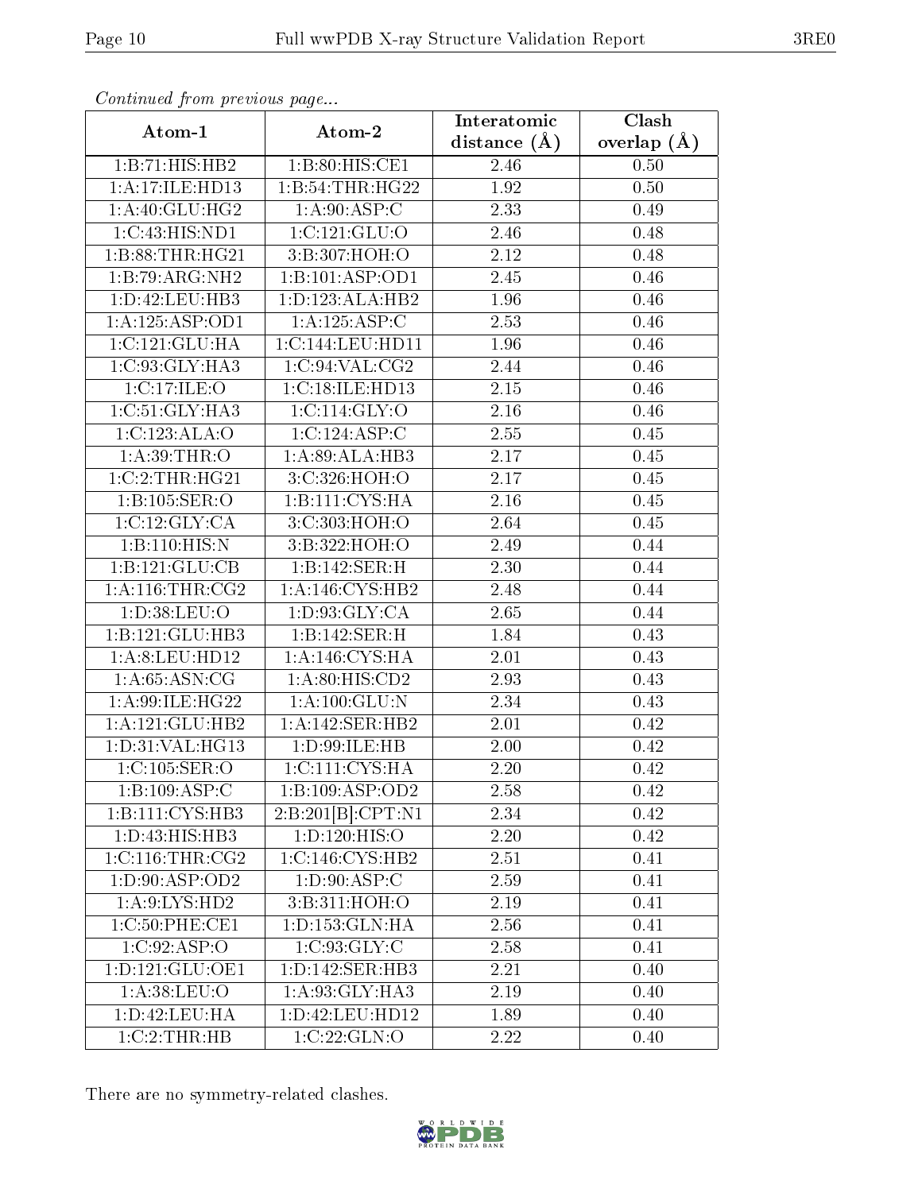*Continued from previous page...*

| Atom-1 | Atom-2 | Interatomic distance (Å) | Clash overlap (Å) |
|---|---|---|---|
| 1:B:71:HIS:HB2 | 1:B:80:HIS:CE1 | 2.46 | 0.50 |
| 1:A:17:ILE:HD13 | 1:B:54:THR:HG22 | 1.92 | 0.50 |
| 1:A:40:GLU:HG2 | 1:A:90:ASP:C | 2.33 | 0.49 |
| 1:C:43:HIS:ND1 | 1:C:121:GLU:O | 2.46 | 0.48 |
| 1:B:88:THR:HG21 | 3:B:307:HOH:O | 2.12 | 0.48 |
| 1:B:79:ARG:NH2 | 1:B:101:ASP:OD1 | 2.45 | 0.46 |
| 1:D:42:LEU:HB3 | 1:D:123:ALA:HB2 | 1.96 | 0.46 |
| 1:A:125:ASP:OD1 | 1:A:125:ASP:C | 2.53 | 0.46 |
| 1:C:121:GLU:HA | 1:C:144:LEU:HD11 | 1.96 | 0.46 |
| 1:C:93:GLY:HA3 | 1:C:94:VAL:CG2 | 2.44 | 0.46 |
| 1:C:17:ILE:O | 1:C:18:ILE:HD13 | 2.15 | 0.46 |
| 1:C:51:GLY:HA3 | 1:C:114:GLY:O | 2.16 | 0.46 |
| 1:C:123:ALA:O | 1:C:124:ASP:C | 2.55 | 0.45 |
| 1:A:39:THR:O | 1:A:89:ALA:HB3 | 2.17 | 0.45 |
| 1:C:2:THR:HG21 | 3:C:326:HOH:O | 2.17 | 0.45 |
| 1:B:105:SER:O | 1:B:111:CYS:HA | 2.16 | 0.45 |
| 1:C:12:GLY:CA | 3:C:303:HOH:O | 2.64 | 0.45 |
| 1:B:110:HIS:N | 3:B:322:HOH:O | 2.49 | 0.44 |
| 1:B:121:GLU:CB | 1:B:142:SER:H | 2.30 | 0.44 |
| 1:A:116:THR:CG2 | 1:A:146:CYS:HB2 | 2.48 | 0.44 |
| 1:D:38:LEU:O | 1:D:93:GLY:CA | 2.65 | 0.44 |
| 1:B:121:GLU:HB3 | 1:B:142:SER:H | 1.84 | 0.43 |
| 1:A:8:LEU:HD12 | 1:A:146:CYS:HA | 2.01 | 0.43 |
| 1:A:65:ASN:CG | 1:A:80:HIS:CD2 | 2.93 | 0.43 |
| 1:A:99:ILE:HG22 | 1:A:100:GLU:N | 2.34 | 0.43 |
| 1:A:121:GLU:HB2 | 1:A:142:SER:HB2 | 2.01 | 0.42 |
| 1:D:31:VAL:HG13 | 1:D:99:ILE:HB | 2.00 | 0.42 |
| 1:C:105:SER:O | 1:C:111:CYS:HA | 2.20 | 0.42 |
| 1:B:109:ASP:C | 1:B:109:ASP:OD2 | 2.58 | 0.42 |
| 1:B:111:CYS:HB3 | 2:B:201[B]:CPT:N1 | 2.34 | 0.42 |
| 1:D:43:HIS:HB3 | 1:D:120:HIS:O | 2.20 | 0.42 |
| 1:C:116:THR:CG2 | 1:C:146:CYS:HB2 | 2.51 | 0.41 |
| 1:D:90:ASP:OD2 | 1:D:90:ASP:C | 2.59 | 0.41 |
| 1:A:9:LYS:HD2 | 3:B:311:HOH:O | 2.19 | 0.41 |
| 1:C:50:PHE:CE1 | 1:D:153:GLN:HA | 2.56 | 0.41 |
| 1:C:92:ASP:O | 1:C:93:GLY:C | 2.58 | 0.41 |
| 1:D:121:GLU:OE1 | 1:D:142:SER:HB3 | 2.21 | 0.40 |
| 1:A:38:LEU:O | 1:A:93:GLY:HA3 | 2.19 | 0.40 |
| 1:D:42:LEU:HA | 1:D:42:LEU:HD12 | 1.89 | 0.40 |
| 1:C:2:THR:HB | 1:C:22:GLN:O | 2.22 | 0.40 |

There are no symmetry-related clashes.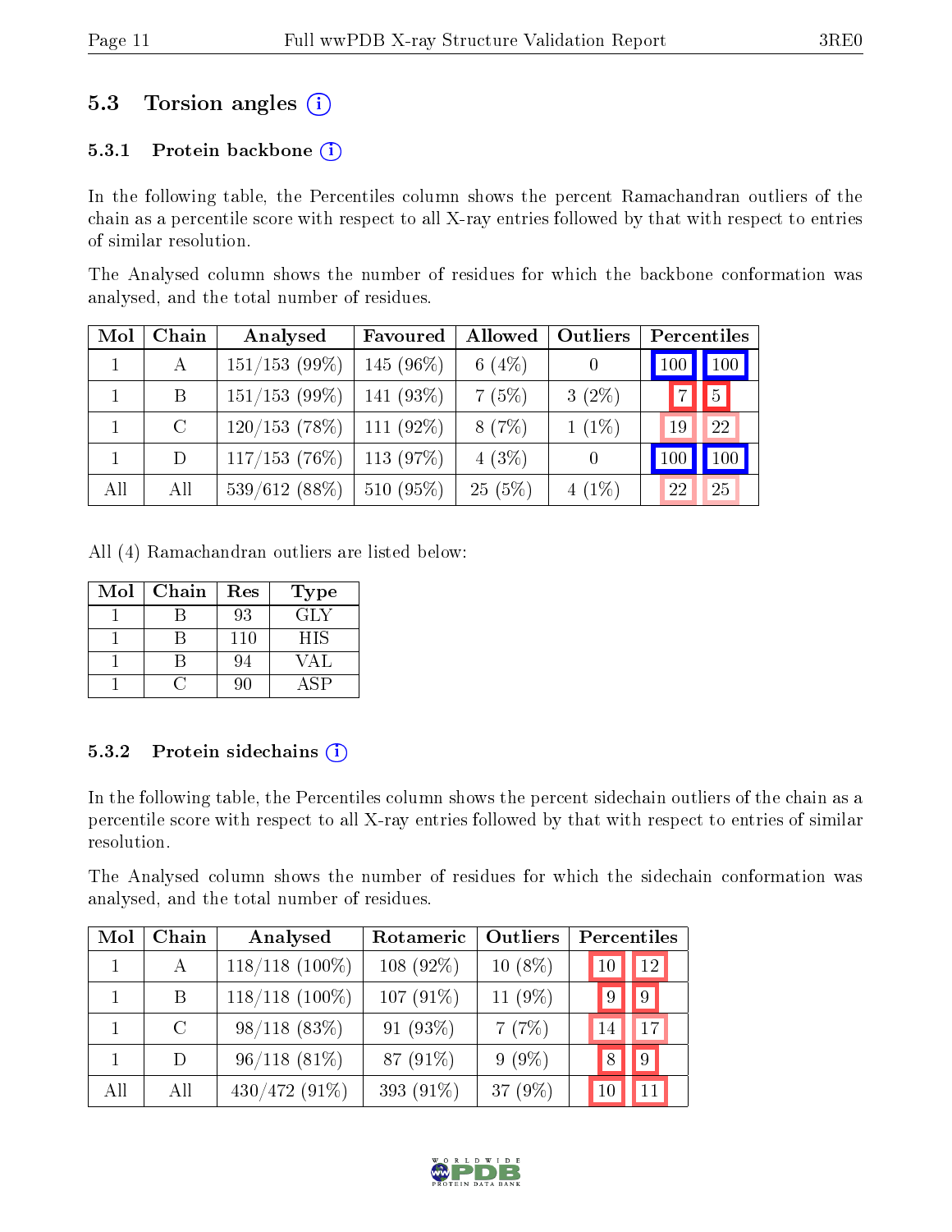## 5.3 Torsion angles (i)

### 5.3.1 Protein backbone (i)

In the following table, the Percentiles column shows the percent Ramachandran outliers of the chain as a percentile score with respect to all X-ray entries followed by that with respect to entries of similar resolution.

The Analysed column shows the number of residues for which the backbone conformation was analysed, and the total number of residues.

| Mol | Chain | Analysed | Favoured | Allowed | Outliers | Percentiles | |
|---|---|---|---|---|---|---|---|
| 1 | A | 151/153 (99%) | 145 (96%) | 6 (4%) | 0 | 100 | 100 |
| 1 | B | 151/153 (99%) | 141 (93%) | 7 (5%) | 3 (2%) | 7 | 5 |
| 1 | C | 120/153 (78%) | 111 (92%) | 8 (7%) | 1 (1%) | 19 | 22 |
| 1 | D | 117/153 (76%) | 113 (97%) | 4 (3%) | 0 | 100 | 100 |
| All | All | 539/612 (88%) | 510 (95%) | 25 (5%) | 4 (1%) | 22 | 25 |

All (4) Ramachandran outliers are listed below:

| Mol | Chain | Res | Type |
|---|---|---|---|
| 1 | B | 93 | GLY |
| 1 | B | 110 | HIS |
| 1 | B | 94 | VAL |
| 1 | C | 90 | ASP |

### 5.3.2 Protein sidechains (i)

In the following table, the Percentiles column shows the percent sidechain outliers of the chain as a percentile score with respect to all X-ray entries followed by that with respect to entries of similar resolution.

The Analysed column shows the number of residues for which the sidechain conformation was analysed, and the total number of residues.

| Mol | Chain | Analysed | Rotameric | Outliers | Percentiles | |
|---|---|---|---|---|---|---|
| 1 | A | 118/118 (100%) | 108 (92%) | 10 (8%) | 10 | 12 |
| 1 | B | 118/118 (100%) | 107 (91%) | 11 (9%) | 9 | 9 |
| 1 | C | 98/118 (83%) | 91 (93%) | 7 (7%) | 14 | 17 |
| 1 | D | 96/118 (81%) | 87 (91%) | 9 (9%) | 8 | 9 |
| All | All | 430/472 (91%) | 393 (91%) | 37 (9%) | 10 | 11 |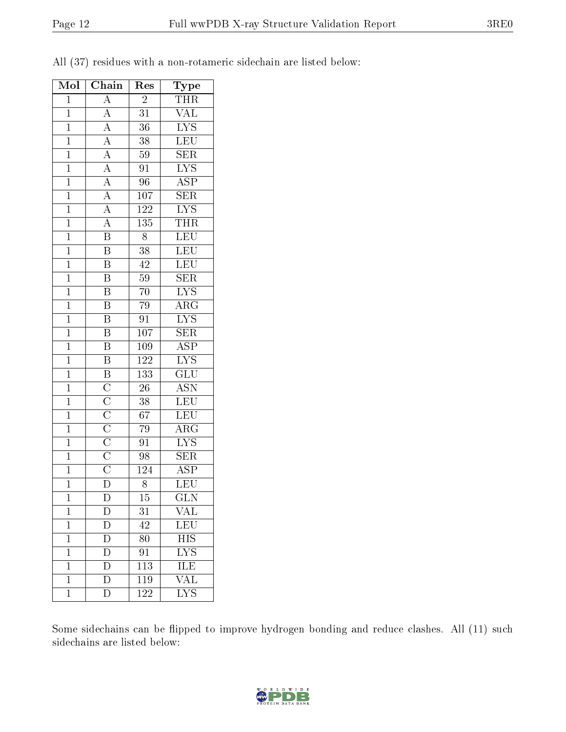All (37) residues with a non-rotameric sidechain are listed below:

| Mol | Chain | Res | Type |
|---|---|---|---|
| 1 | A | 2 | THR |
| 1 | A | 31 | VAL |
| 1 | A | 36 | LYS |
| 1 | A | 38 | LEU |
| 1 | A | 59 | SER |
| 1 | A | 91 | LYS |
| 1 | A | 96 | ASP |
| 1 | A | 107 | SER |
| 1 | A | 122 | LYS |
| 1 | A | 135 | THR |
| 1 | B | 8 | LEU |
| 1 | B | 38 | LEU |
| 1 | B | 42 | LEU |
| 1 | B | 59 | SER |
| 1 | B | 70 | LYS |
| 1 | B | 79 | ARG |
| 1 | B | 91 | LYS |
| 1 | B | 107 | SER |
| 1 | B | 109 | ASP |
| 1 | B | 122 | LYS |
| 1 | B | 133 | GLU |
| 1 | C | 26 | ASN |
| 1 | C | 38 | LEU |
| 1 | C | 67 | LEU |
| 1 | C | 79 | ARG |
| 1 | C | 91 | LYS |
| 1 | C | 98 | SER |
| 1 | C | 124 | ASP |
| 1 | D | 8 | LEU |
| 1 | D | 15 | GLN |
| 1 | D | 31 | VAL |
| 1 | D | 42 | LEU |
| 1 | D | 80 | HIS |
| 1 | D | 91 | LYS |
| 1 | D | 113 | ILE |
| 1 | D | 119 | VAL |
| 1 | D | 122 | LYS |

Some sidechains can be flipped to improve hydrogen bonding and reduce clashes. All (11) such sidechains are listed below: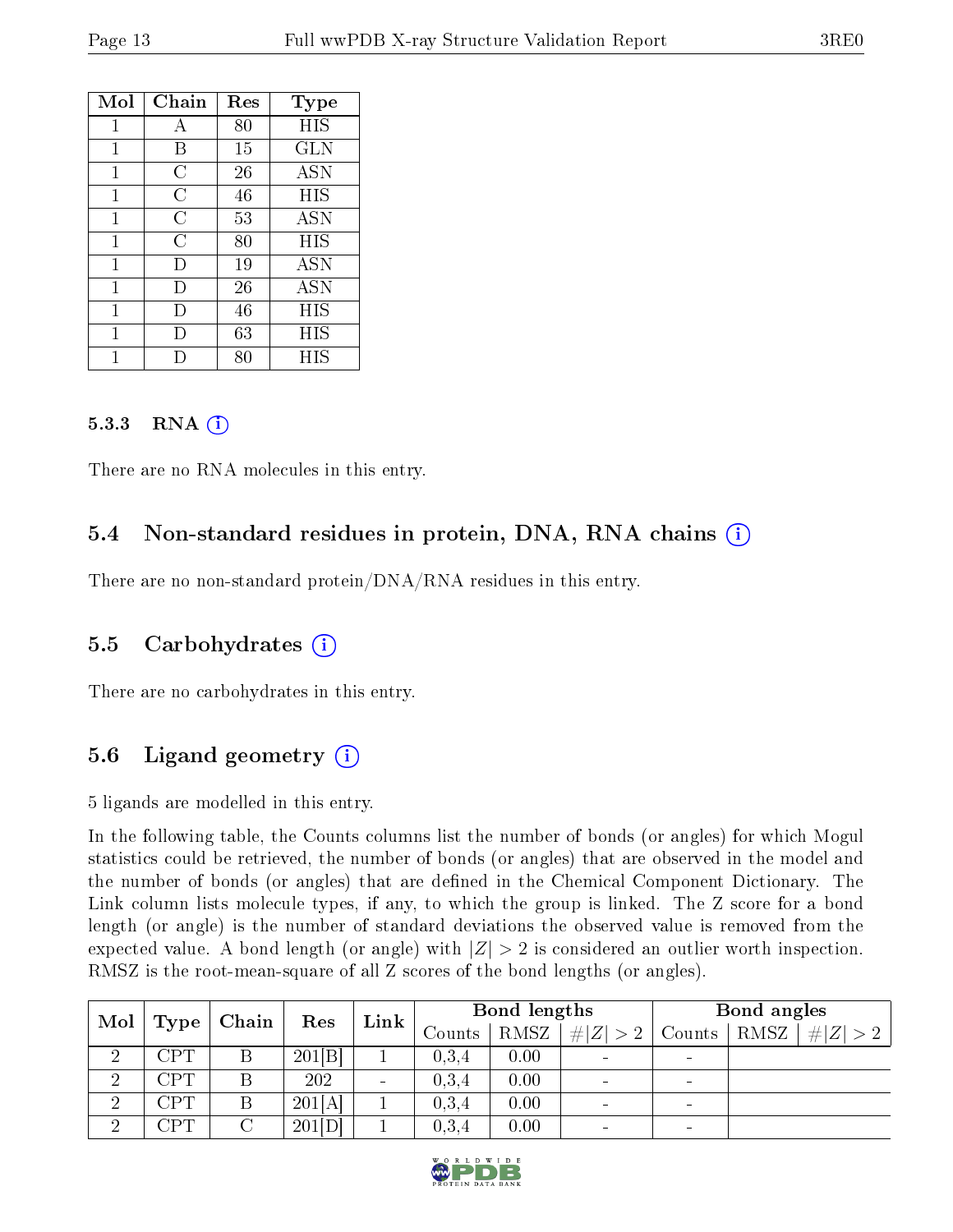| Mol | Chain | Res | Type |
|---|---|---|---|
| 1 | A | 80 | HIS |
| 1 | B | 15 | GLN |
| 1 | C | 26 | ASN |
| 1 | C | 46 | HIS |
| 1 | C | 53 | ASN |
| 1 | C | 80 | HIS |
| 1 | D | 19 | ASN |
| 1 | D | 26 | ASN |
| 1 | D | 46 | HIS |
| 1 | D | 63 | HIS |
| 1 | D | 80 | HIS |

#### 5.3.3 RNA (i)

There are no RNA molecules in this entry.

### 5.4 Non-standard residues in protein, DNA, RNA chains (i)

There are no non-standard protein/DNA/RNA residues in this entry.

### 5.5 Carbohydrates (i)

There are no carbohydrates in this entry.

### 5.6 Ligand geometry (i)

5 ligands are modelled in this entry.

In the following table, the Counts columns list the number of bonds (or angles) for which Mogul statistics could be retrieved, the number of bonds (or angles) that are observed in the model and the number of bonds (or angles) that are defined in the Chemical Component Dictionary. The Link column lists molecule types, if any, to which the group is linked. The Z score for a bond length (or angle) is the number of standard deviations the observed value is removed from the expected value. A bond length (or angle) with $|Z| > 2$ is considered an outlier worth inspection. RMSZ is the root-mean-square of all Z scores of the bond lengths (or angles).

| Mol | Type | Chain | Res | Link | Bond lengths | | | Bond angles | | |
|---|---|---|---|---|---|---|---|---|---|---|
| | | | | | Counts | RMSZ | $\#\lvert Z\rvert > 2$ | Counts | RMSZ | $\#\lvert Z\rvert > 2$ |
| 2 | CPT | B | 201[B] | 1 | 0,3,4 | 0.00 | - | - | | |
| 2 | CPT | B | 202 | - | 0,3,4 | 0.00 | - | - | | |
| 2 | CPT | B | 201[A] | 1 | 0,3,4 | 0.00 | - | - | | |
| 2 | CPT | C | 201[D] | 1 | 0,3,4 | 0.00 | - | - | | |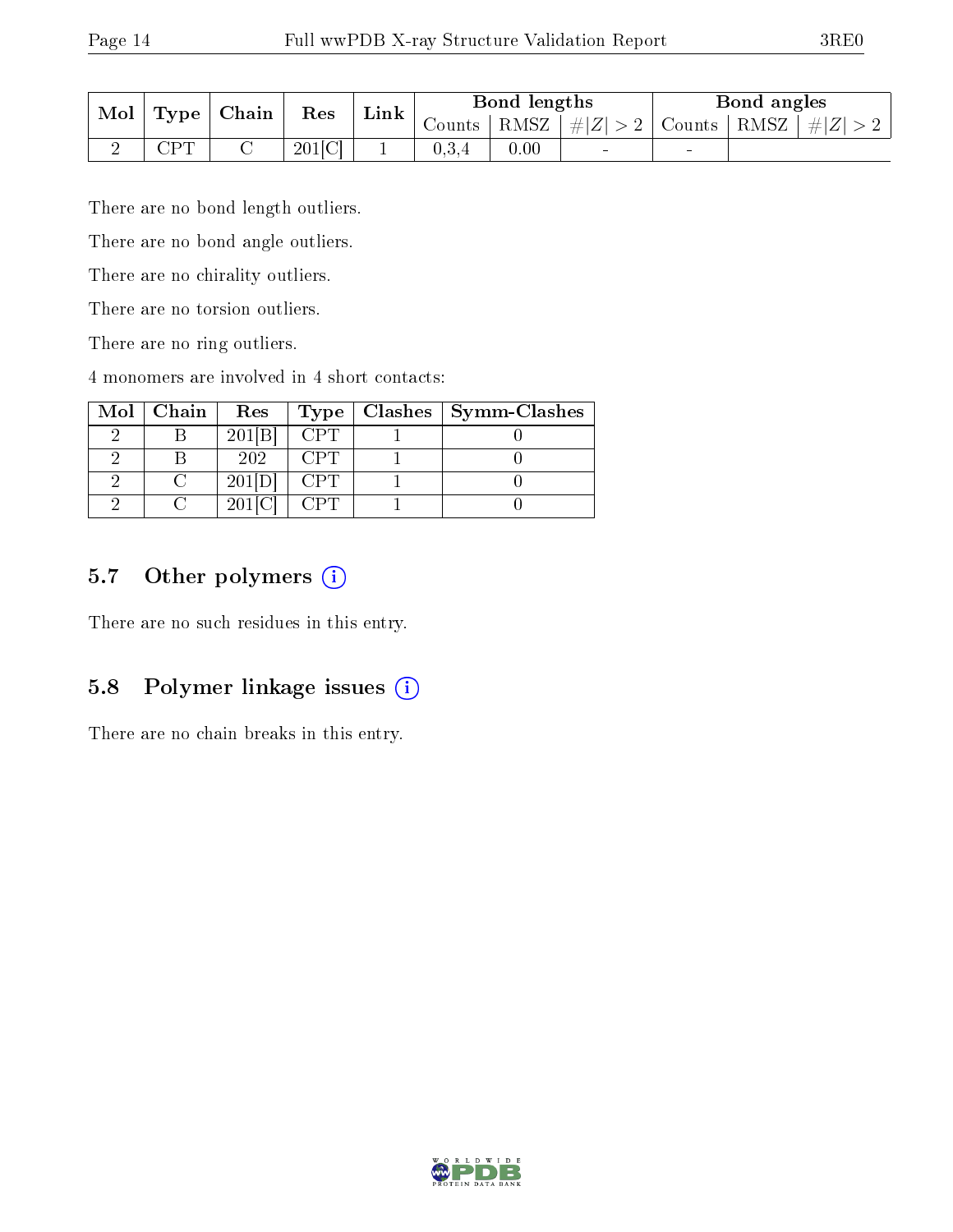| Mol | Type | Chain | Res | Link | Bond lengths | | | Bond angles | | |
|---|---|---|---|---|---|---|---|---|---|---|
| | | | | | Counts | RMSZ | $\#\|Z\| > 2$ | Counts | RMSZ | $\#\|Z\| > 2$ |
| 2 | CPT | C | 201[C] | 1 | 0,3,4 | 0.00 | - | - | | |

There are no bond length outliers.

There are no bond angle outliers.

There are no chirality outliers.

There are no torsion outliers.

There are no ring outliers.

4 monomers are involved in 4 short contacts:

| Mol | Chain | Res | Type | Clashes | Symm-Clashes |
|---|---|---|---|---|---|
| 2 | B | 201[B] | CPT | 1 | 0 |
| 2 | B | 202 | CPT | 1 | 0 |
| 2 | C | 201[D] | CPT | 1 | 0 |
| 2 | C | 201[C] | CPT | 1 | 0 |

## 5.7 Other polymers

There are no such residues in this entry.

## 5.8 Polymer linkage issues

There are no chain breaks in this entry.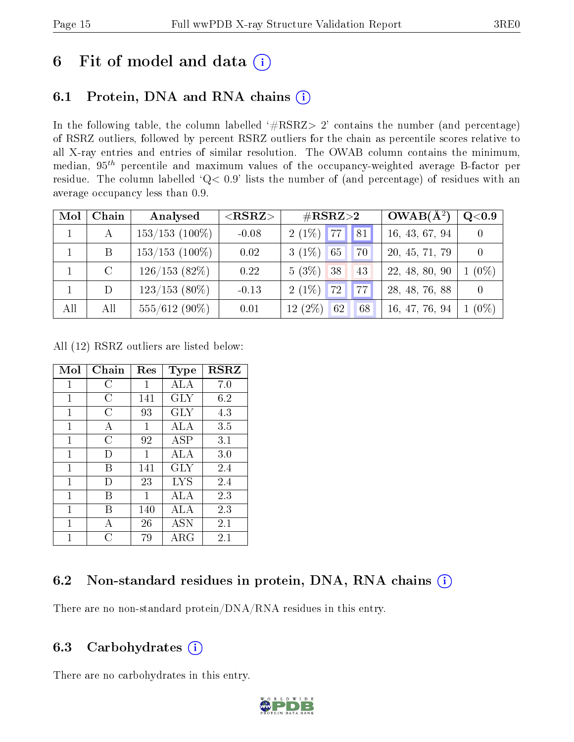# 6 Fit of model and data (i)

## 6.1 Protein, DNA and RNA chains (i)

In the following table, the column labelled '#RSRZ> 2' contains the number (and percentage) of RSRZ outliers, followed by percent RSRZ outliers for the chain as percentile scores relative to all X-ray entries and entries of similar resolution. The OWAB column contains the minimum, median, $95^{th}$ percentile and maximum values of the occupancy-weighted average B-factor per residue. The column labelled 'Q< 0.9' lists the number of (and percentage) of residues with an average occupancy less than 0.9.

| Mol | Chain | Analysed | <RSRZ> | #RSRZ>2 | | | OWAB(Å$^2$) | Q<0.9 |
|---|---|---|---|---|---|---|---|---|
| 1 | A | 153/153 (100%) | -0.08 | 2 (1%) | 77 | 81 | 16, 43, 67, 94 | 0 |
| 1 | B | 153/153 (100%) | 0.02 | 3 (1%) | 65 | 70 | 20, 45, 71, 79 | 0 |
| 1 | C | 126/153 (82%) | 0.22 | 5 (3%) | 38 | 43 | 22, 48, 80, 90 | 1 (0%) |
| 1 | D | 123/153 (80%) | -0.13 | 2 (1%) | 72 | 77 | 28, 48, 76, 88 | 0 |
| All | All | 555/612 (90%) | 0.01 | 12 (2%) | 62 | 68 | 16, 47, 76, 94 | 1 (0%) |

All (12) RSRZ outliers are listed below:

| Mol | Chain | Res | Type | RSRZ |
|---|---|---|---|---|
| 1 | C | 1 | ALA | 7.0 |
| 1 | C | 141 | GLY | 6.2 |
| 1 | C | 93 | GLY | 4.3 |
| 1 | A | 1 | ALA | 3.5 |
| 1 | C | 92 | ASP | 3.1 |
| 1 | D | 1 | ALA | 3.0 |
| 1 | B | 141 | GLY | 2.4 |
| 1 | D | 23 | LYS | 2.4 |
| 1 | B | 1 | ALA | 2.3 |
| 1 | B | 140 | ALA | 2.3 |
| 1 | A | 26 | ASN | 2.1 |
| 1 | C | 79 | ARG | 2.1 |

## 6.2 Non-standard residues in protein, DNA, RNA chains (i)

There are no non-standard protein/DNA/RNA residues in this entry.

## 6.3 Carbohydrates (i)

There are no carbohydrates in this entry.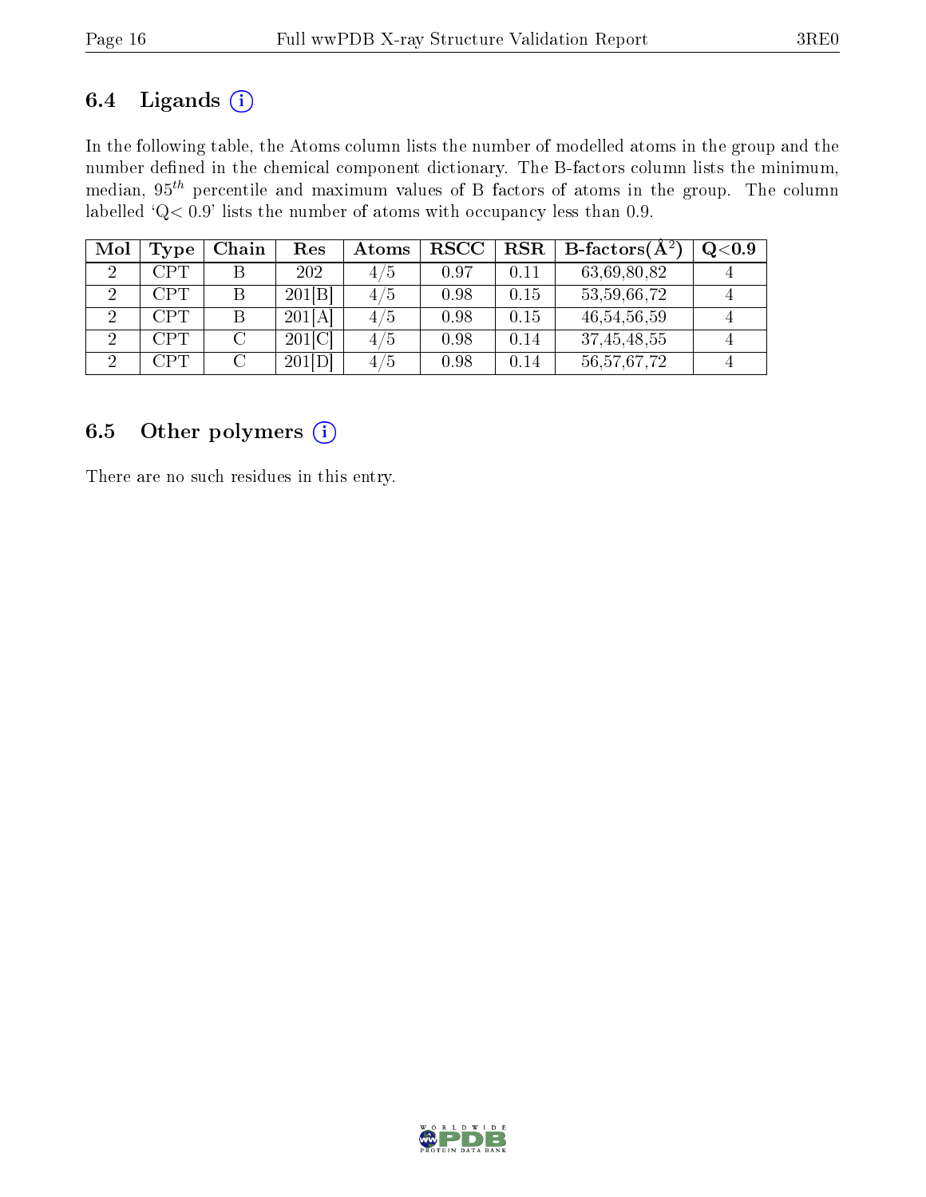### 6.4 Ligands ⓘ

In the following table, the Atoms column lists the number of modelled atoms in the group and the number defined in the chemical component dictionary. The B-factors column lists the minimum, median, $95^{th}$ percentile and maximum values of B factors of atoms in the group. The column labelled 'Q< 0.9' lists the number of atoms with occupancy less than 0.9.

| Mol | Type | Chain | Res | Atoms | RSCC | RSR | B-factors($Å^2$) | Q<0.9 |
|---|---|---|---|---|---|---|---|---|
| 2 | CPT | B | 202 | 4/5 | 0.97 | 0.11 | 63,69,80,82 | 4 |
| 2 | CPT | B | 201[B] | 4/5 | 0.98 | 0.15 | 53,59,66,72 | 4 |
| 2 | CPT | B | 201[A] | 4/5 | 0.98 | 0.15 | 46,54,56,59 | 4 |
| 2 | CPT | C | 201[C] | 4/5 | 0.98 | 0.14 | 37,45,48,55 | 4 |
| 2 | CPT | C | 201[D] | 4/5 | 0.98 | 0.14 | 56,57,67,72 | 4 |

### 6.5 Other polymers ⓘ

There are no such residues in this entry.